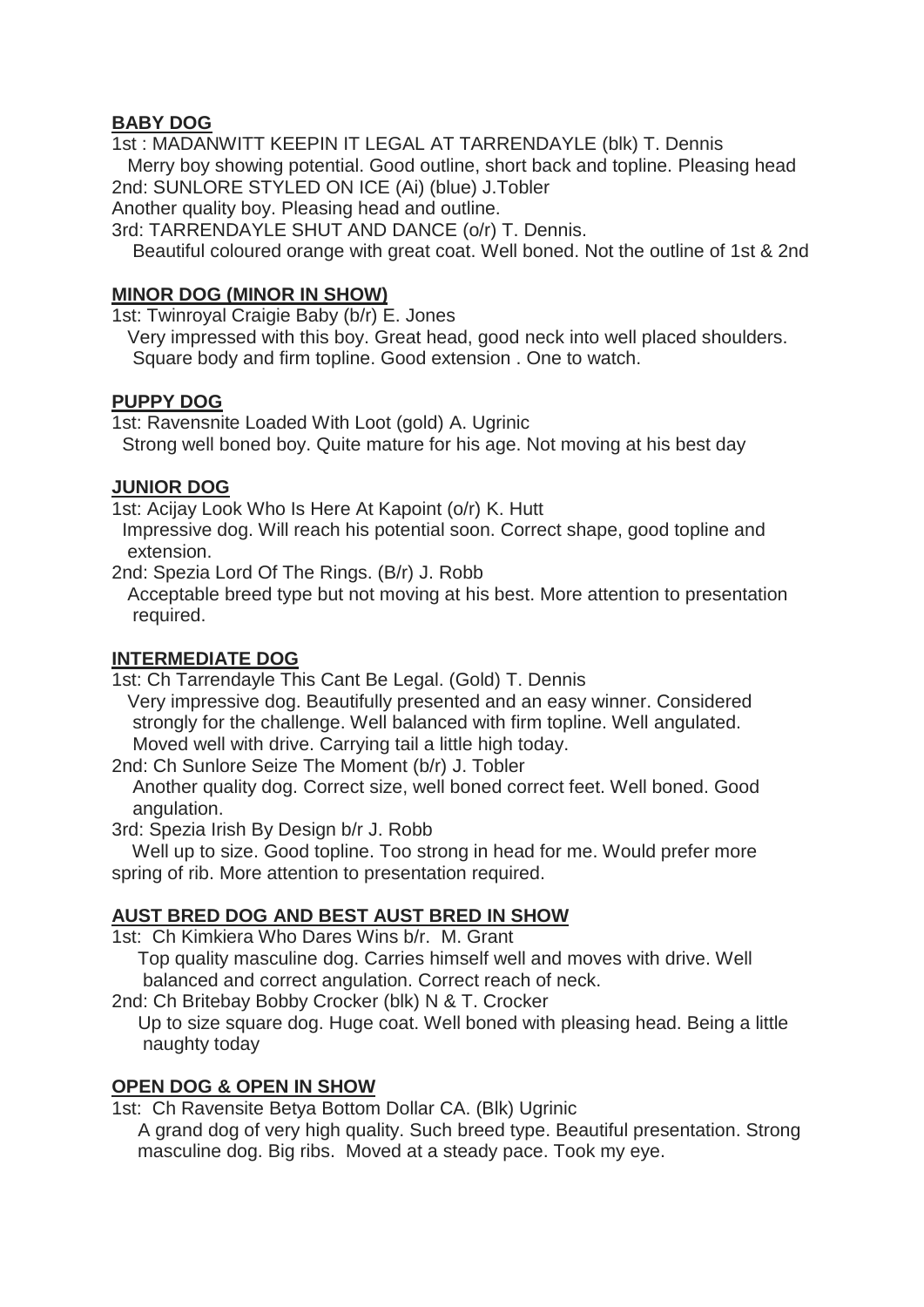**BABY DOG**

1st : MADANWITT KEEPIN IT LEGAL AT TARRENDAYLE (blk) T. Dennis
Merry boy showing potential. Good outline, short back and topline. Pleasing head
2nd: SUNLORE STYLED ON ICE (Ai) (blue) J.Tobler
Another quality boy. Pleasing head and outline.
3rd: TARRENDAYLE SHUT AND DANCE (o/r) T. Dennis.
Beautiful coloured orange with great coat. Well boned. Not the outline of 1st & 2nd

**MINOR DOG (MINOR IN SHOW)**

1st: Twinroyal Craigie Baby (b/r) E. Jones
Very impressed with this boy. Great head, good neck into well placed shoulders. Square body and firm topline. Good extension . One to watch.

**PUPPY DOG**

1st: Ravensnite Loaded With Loot (gold) A. Ugrinic
Strong well boned boy. Quite mature for his age. Not moving at his best day

**JUNIOR DOG**

1st: Acijay Look Who Is Here At Kapoint (o/r) K. Hutt
Impressive dog. Will reach his potential soon. Correct shape, good topline and extension.
2nd: Spezia Lord Of The Rings. (B/r) J. Robb
Acceptable breed type but not moving at his best. More attention to presentation required.

**INTERMEDIATE DOG**

1st: Ch Tarrendayle This Cant Be Legal. (Gold) T. Dennis
Very impressive dog. Beautifully presented and an easy winner. Considered strongly for the challenge. Well balanced with firm topline. Well angulated. Moved well with drive. Carrying tail a little high today.
2nd: Ch Sunlore Seize The Moment (b/r) J. Tobler
Another quality dog. Correct size, well boned correct feet. Well boned. Good angulation.
3rd: Spezia Irish By Design b/r J. Robb
Well up to size. Good topline. Too strong in head for me. Would prefer more spring of rib. More attention to presentation required.

**AUST BRED DOG AND BEST AUST BRED IN SHOW**

1st: Ch Kimkiera Who Dares Wins b/r. M. Grant
Top quality masculine dog. Carries himself well and moves with drive. Well balanced and correct angulation. Correct reach of neck.
2nd: Ch Britebay Bobby Crocker (blk) N & T. Crocker
Up to size square dog. Huge coat. Well boned with pleasing head. Being a little naughty today

**OPEN DOG & OPEN IN SHOW**

1st: Ch Ravensite Betya Bottom Dollar CA. (Blk) Ugrinic
A grand dog of very high quality. Such breed type. Beautiful presentation. Strong masculine dog. Big ribs. Moved at a steady pace. Took my eye.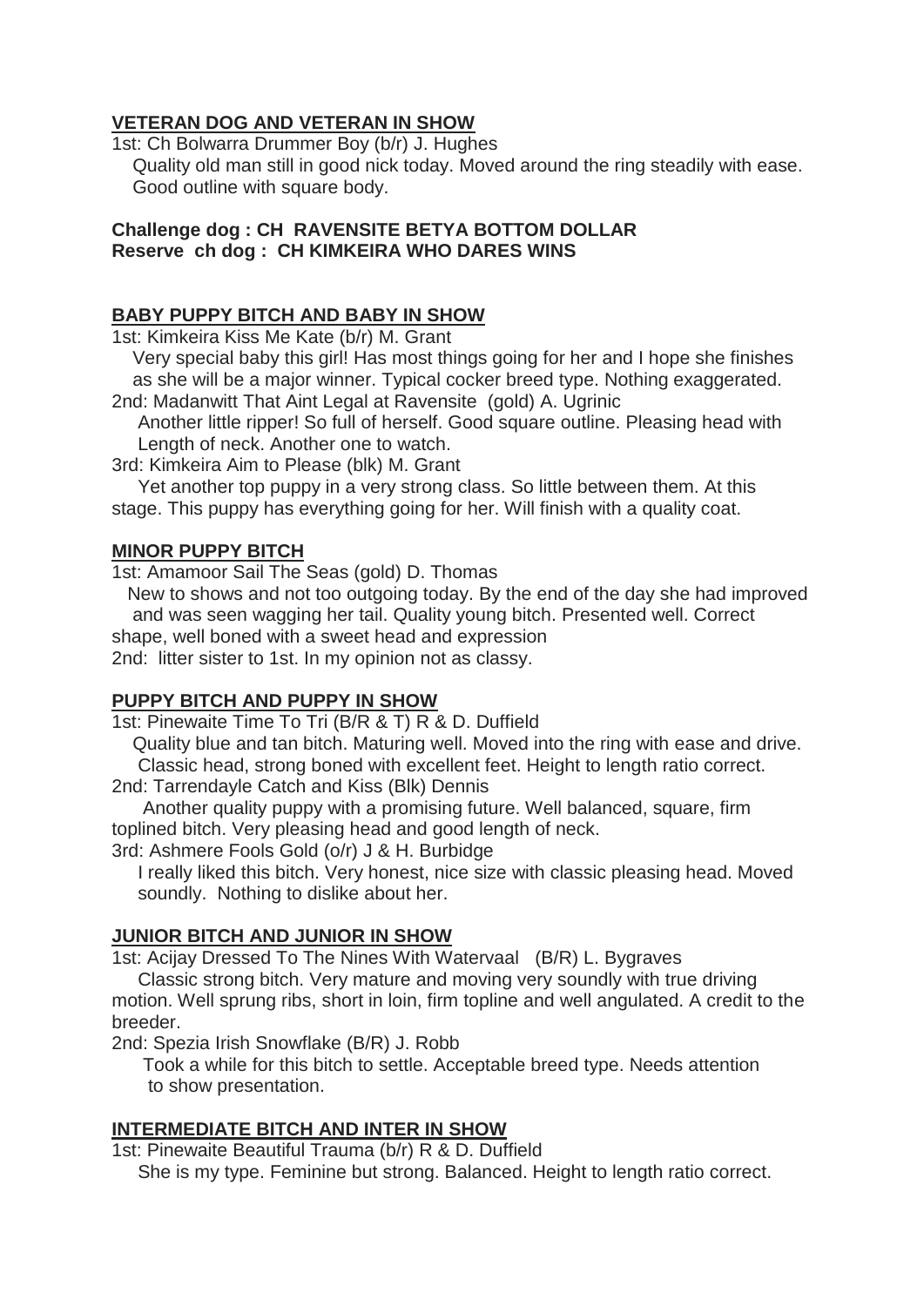## VETERAN DOG AND VETERAN IN SHOW

1st: Ch Bolwarra Drummer Boy (b/r) J. Hughes
Quality old man still in good nick today. Moved around the ring steadily with ease. Good outline with square body.

**Challenge dog : CH RAVENSITE BETYA BOTTOM DOLLAR**
**Reserve ch dog : CH KIMKEIRA WHO DARES WINS**

## BABY PUPPY BITCH AND BABY IN SHOW

1st: Kimkeira Kiss Me Kate (b/r) M. Grant
Very special baby this girl! Has most things going for her and I hope she finishes as she will be a major winner. Typical cocker breed type. Nothing exaggerated.

2nd: Madanwitt That Aint Legal at Ravensite (gold) A. Ugrinic
Another little ripper! So full of herself. Good square outline. Pleasing head with Length of neck. Another one to watch.

3rd: Kimkeira Aim to Please (blk) M. Grant
Yet another top puppy in a very strong class. So little between them. At this stage. This puppy has everything going for her. Will finish with a quality coat.

## MINOR PUPPY BITCH

1st: Amamoor Sail The Seas (gold) D. Thomas
New to shows and not too outgoing today. By the end of the day she had improved and was seen wagging her tail. Quality young bitch. Presented well. Correct shape, well boned with a sweet head and expression

2nd: litter sister to 1st. In my opinion not as classy.

## PUPPY BITCH AND PUPPY IN SHOW

1st: Pinewaite Time To Tri (B/R & T) R & D. Duffield
Quality blue and tan bitch. Maturing well. Moved into the ring with ease and drive. Classic head, strong boned with excellent feet. Height to length ratio correct.

2nd: Tarrendayle Catch and Kiss (Blk) Dennis
Another quality puppy with a promising future. Well balanced, square, firm toplined bitch. Very pleasing head and good length of neck.

3rd: Ashmere Fools Gold (o/r) J & H. Burbidge
I really liked this bitch. Very honest, nice size with classic pleasing head. Moved soundly. Nothing to dislike about her.

## JUNIOR BITCH AND JUNIOR IN SHOW

1st: Acijay Dressed To The Nines With Watervaal (B/R) L. Bygraves
Classic strong bitch. Very mature and moving very soundly with true driving motion. Well sprung ribs, short in loin, firm topline and well angulated. A credit to the breeder.

2nd: Spezia Irish Snowflake (B/R) J. Robb
Took a while for this bitch to settle. Acceptable breed type. Needs attention to show presentation.

## INTERMEDIATE BITCH AND INTER IN SHOW

1st: Pinewaite Beautiful Trauma (b/r) R & D. Duffield
She is my type. Feminine but strong. Balanced. Height to length ratio correct.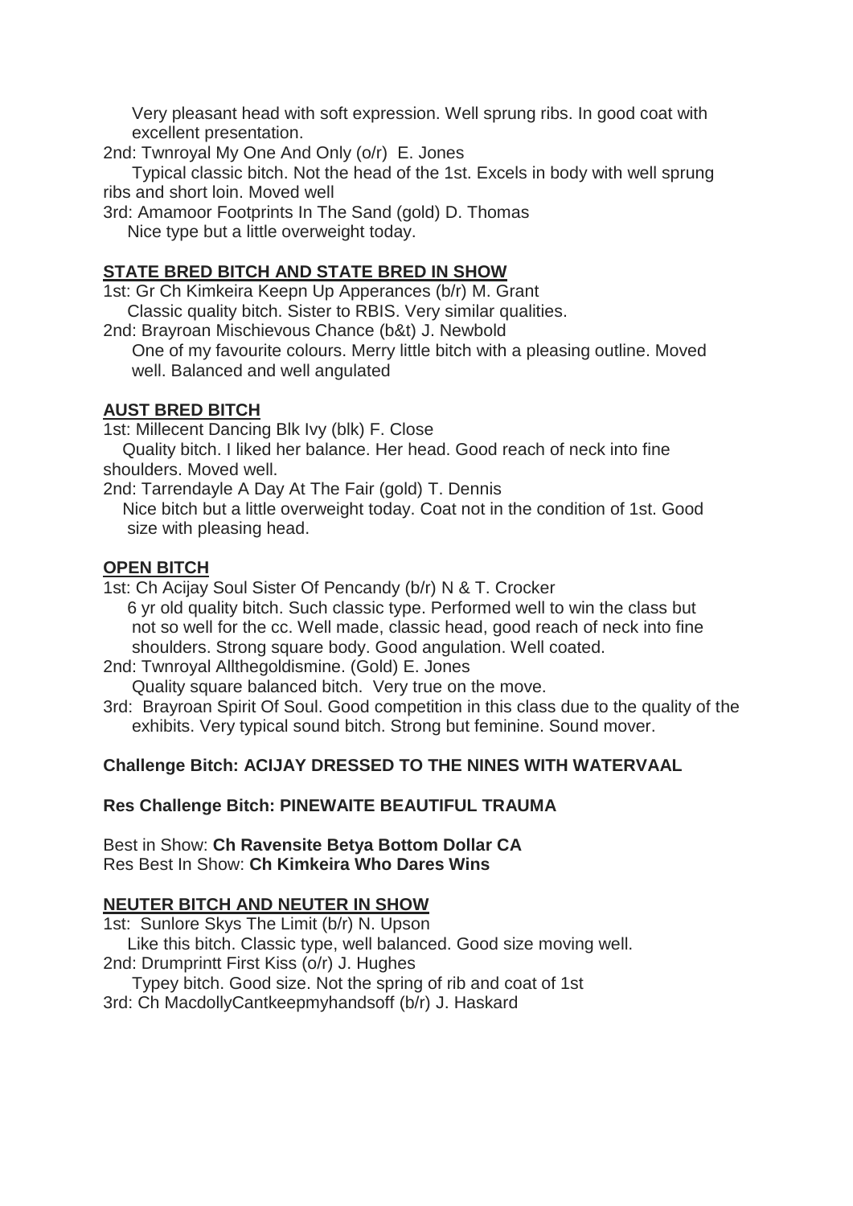Very pleasant head with soft expression. Well sprung ribs. In good coat with excellent presentation.

2nd: Twnroyal My One And Only (o/r) E. Jones

Typical classic bitch. Not the head of the 1st. Excels in body with well sprung ribs and short loin. Moved well

3rd: Amamoor Footprints In The Sand (gold) D. Thomas

Nice type but a little overweight today.

## STATE BRED BITCH AND STATE BRED IN SHOW

1st: Gr Ch Kimkeira Keepn Up Apperances (b/r) M. Grant

Classic quality bitch. Sister to RBIS. Very similar qualities.

2nd: Brayroan Mischievous Chance (b&t) J. Newbold

One of my favourite colours. Merry little bitch with a pleasing outline. Moved well. Balanced and well angulated

## AUST BRED BITCH

1st: Millecent Dancing Blk Ivy (blk) F. Close

Quality bitch. I liked her balance. Her head. Good reach of neck into fine shoulders. Moved well.

2nd: Tarrendayle A Day At The Fair (gold) T. Dennis

Nice bitch but a little overweight today. Coat not in the condition of 1st. Good size with pleasing head.

## OPEN BITCH

1st: Ch Acijay Soul Sister Of Pencandy (b/r) N & T. Crocker

6 yr old quality bitch. Such classic type. Performed well to win the class but not so well for the cc. Well made, classic head, good reach of neck into fine shoulders. Strong square body. Good angulation. Well coated.

2nd: Twnroyal Allthegoldismine. (Gold) E. Jones

Quality square balanced bitch. Very true on the move.

3rd: Brayroan Spirit Of Soul. Good competition in this class due to the quality of the exhibits. Very typical sound bitch. Strong but feminine. Sound mover.

**Challenge Bitch: ACIJAY DRESSED TO THE NINES WITH WATERVAAL**

**Res Challenge Bitch: PINEWAITE BEAUTIFUL TRAUMA**

Best in Show: **Ch Ravensite Betya Bottom Dollar CA**
Res Best In Show: **Ch Kimkeira Who Dares Wins**

## NEUTER BITCH AND NEUTER IN SHOW

1st: Sunlore Skys The Limit (b/r) N. Upson

Like this bitch. Classic type, well balanced. Good size moving well.

2nd: Drumprintt First Kiss (o/r) J. Hughes

Typey bitch. Good size. Not the spring of rib and coat of 1st

3rd: Ch MacdollyCantkeepmyhandsoff (b/r) J. Haskard